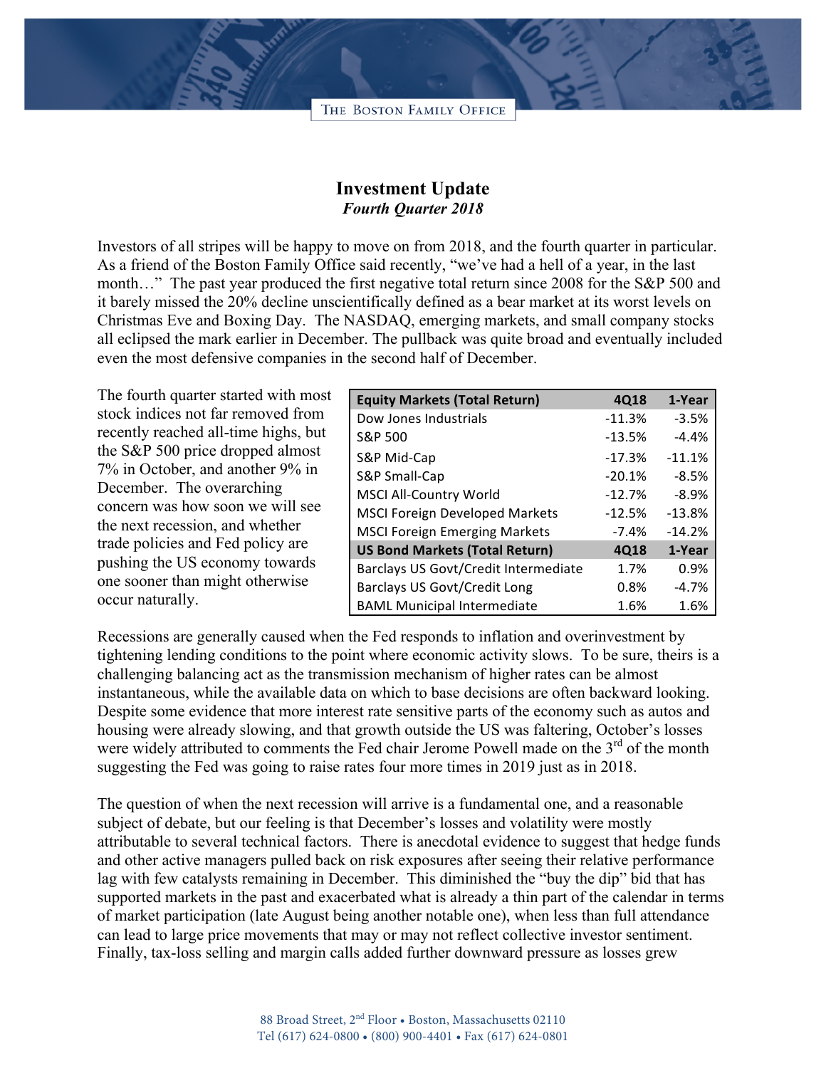# Investment Update

***Fourth Quarter 2018***

Investors of all stripes will be happy to move on from 2018, and the fourth quarter in particular. As a friend of the Boston Family Office said recently, "we've had a hell of a year, in the last month…" The past year produced the first negative total return since 2008 for the S&P 500 and it barely missed the 20% decline unscientifically defined as a bear market at its worst levels on Christmas Eve and Boxing Day. The NASDAQ, emerging markets, and small company stocks all eclipsed the mark earlier in December. The pullback was quite broad and eventually included even the most defensive companies in the second half of December.

The fourth quarter started with most stock indices not far removed from recently reached all-time highs, but the S&P 500 price dropped almost 7% in October, and another 9% in December. The overarching concern was how soon we will see the next recession, and whether trade policies and Fed policy are pushing the US economy towards one sooner than might otherwise occur naturally.

| Equity Markets (Total Return) | 4Q18 | 1-Year |
|---|---|---|
| Dow Jones Industrials | -11.3% | -3.5% |
| S&P 500 | -13.5% | -4.4% |
| S&P Mid-Cap | -17.3% | -11.1% |
| S&P Small-Cap | -20.1% | -8.5% |
| MSCI All-Country World | -12.7% | -8.9% |
| MSCI Foreign Developed Markets | -12.5% | -13.8% |
| MSCI Foreign Emerging Markets | -7.4% | -14.2% |
| **US Bond Markets (Total Return)** | **4Q18** | **1-Year** |
| Barclays US Govt/Credit Intermediate | 1.7% | 0.9% |
| Barclays US Govt/Credit Long | 0.8% | -4.7% |
| BAML Municipal Intermediate | 1.6% | 1.6% |

Recessions are generally caused when the Fed responds to inflation and overinvestment by tightening lending conditions to the point where economic activity slows. To be sure, theirs is a challenging balancing act as the transmission mechanism of higher rates can be almost instantaneous, while the available data on which to base decisions are often backward looking. Despite some evidence that more interest rate sensitive parts of the economy such as autos and housing were already slowing, and that growth outside the US was faltering, October's losses were widely attributed to comments the Fed chair Jerome Powell made on the 3rd of the month suggesting the Fed was going to raise rates four more times in 2019 just as in 2018.

The question of when the next recession will arrive is a fundamental one, and a reasonable subject of debate, but our feeling is that December's losses and volatility were mostly attributable to several technical factors. There is anecdotal evidence to suggest that hedge funds and other active managers pulled back on risk exposures after seeing their relative performance lag with few catalysts remaining in December. This diminished the "buy the dip" bid that has supported markets in the past and exacerbated what is already a thin part of the calendar in terms of market participation (late August being another notable one), when less than full attendance can lead to large price movements that may or may not reflect collective investor sentiment. Finally, tax-loss selling and margin calls added further downward pressure as losses grew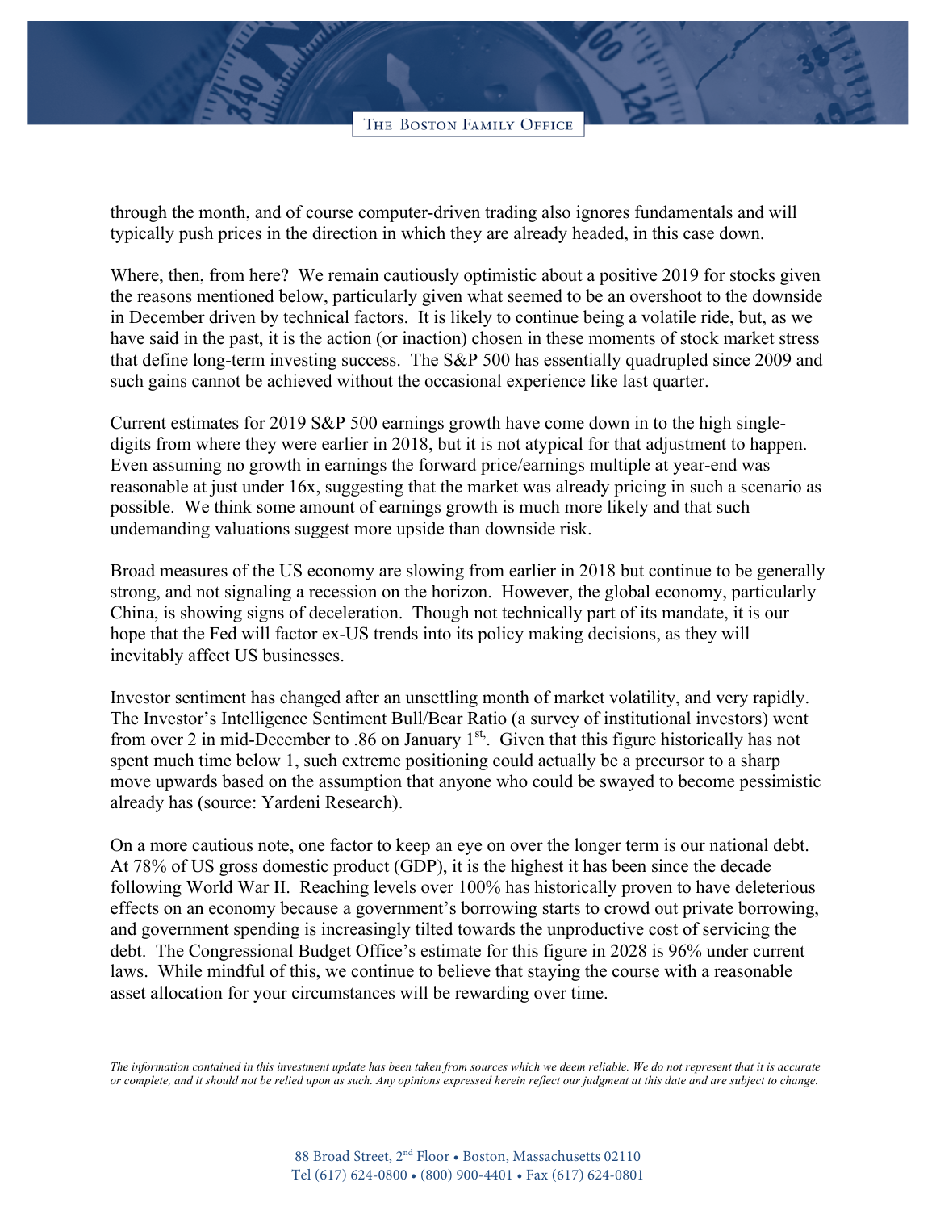through the month, and of course computer-driven trading also ignores fundamentals and will typically push prices in the direction in which they are already headed, in this case down.

Where, then, from here? We remain cautiously optimistic about a positive 2019 for stocks given the reasons mentioned below, particularly given what seemed to be an overshoot to the downside in December driven by technical factors. It is likely to continue being a volatile ride, but, as we have said in the past, it is the action (or inaction) chosen in these moments of stock market stress that define long-term investing success. The S&P 500 has essentially quadrupled since 2009 and such gains cannot be achieved without the occasional experience like last quarter.

Current estimates for 2019 S&P 500 earnings growth have come down in to the high single-digits from where they were earlier in 2018, but it is not atypical for that adjustment to happen. Even assuming no growth in earnings the forward price/earnings multiple at year-end was reasonable at just under 16x, suggesting that the market was already pricing in such a scenario as possible. We think some amount of earnings growth is much more likely and that such undemanding valuations suggest more upside than downside risk.

Broad measures of the US economy are slowing from earlier in 2018 but continue to be generally strong, and not signaling a recession on the horizon. However, the global economy, particularly China, is showing signs of deceleration. Though not technically part of its mandate, it is our hope that the Fed will factor ex-US trends into its policy making decisions, as they will inevitably affect US businesses.

Investor sentiment has changed after an unsettling month of market volatility, and very rapidly. The Investor's Intelligence Sentiment Bull/Bear Ratio (a survey of institutional investors) went from over 2 in mid-December to .86 on January 1st. Given that this figure historically has not spent much time below 1, such extreme positioning could actually be a precursor to a sharp move upwards based on the assumption that anyone who could be swayed to become pessimistic already has (source: Yardeni Research).

On a more cautious note, one factor to keep an eye on over the longer term is our national debt. At 78% of US gross domestic product (GDP), it is the highest it has been since the decade following World War II. Reaching levels over 100% has historically proven to have deleterious effects on an economy because a government's borrowing starts to crowd out private borrowing, and government spending is increasingly tilted towards the unproductive cost of servicing the debt. The Congressional Budget Office's estimate for this figure in 2028 is 96% under current laws. While mindful of this, we continue to believe that staying the course with a reasonable asset allocation for your circumstances will be rewarding over time.

*The information contained in this investment update has been taken from sources which we deem reliable. We do not represent that it is accurate or complete, and it should not be relied upon as such. Any opinions expressed herein reflect our judgment at this date and are subject to change.*